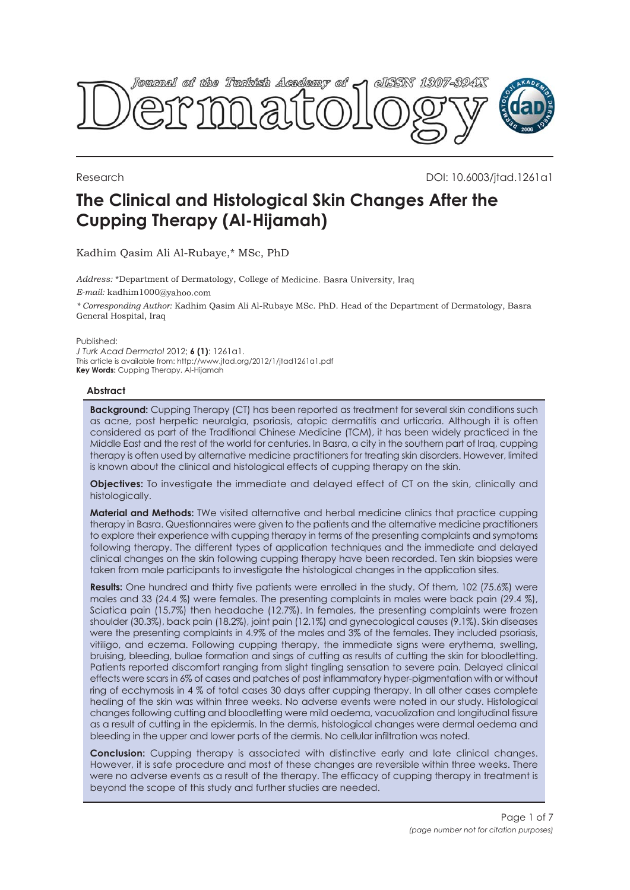Research

DOI: 10.6003/jtad.1261a1

# The Clinical and Histological Skin Changes After the Cupping Therapy (Al-Hijamah)

Kadhim Qasim Ali Al-Rubaye,* MSc, PhD

*Address:* *Department of Dermatology, College of Medicine. Basra University, Iraq

*E-mail:* kadhim1000@yahoo.com

*\* Corresponding Author:* Kadhim Qasim Ali Al-Rubaye MSc. PhD. Head of the Department of Dermatology, Basra General Hospital, Iraq

Published:
*J Turk Acad Dermatol* 2012; **6 (1)**: 1261a1.
This article is available from: http://www.jtad.org/2012/1/jtad1261a1.pdf
**Key Words:** Cupping Therapy, Al-Hijamah

## Abstract

**Background:** Cupping Therapy (CT) has been reported as treatment for several skin conditions such as acne, post herpetic neuralgia, psoriasis, atopic dermatitis and urticaria. Although it is often considered as part of the Traditional Chinese Medicine (TCM), it has been widely practiced in the Middle East and the rest of the world for centuries. In Basra, a city in the southern part of Iraq, cupping therapy is often used by alternative medicine practitioners for treating skin disorders. However, limited is known about the clinical and histological effects of cupping therapy on the skin.

**Objectives:** To investigate the immediate and delayed effect of CT on the skin, clinically and histologically.

**Material and Methods:** TWe visited alternative and herbal medicine clinics that practice cupping therapy in Basra. Questionnaires were given to the patients and the alternative medicine practitioners to explore their experience with cupping therapy in terms of the presenting complaints and symptoms following therapy. The different types of application techniques and the immediate and delayed clinical changes on the skin following cupping therapy have been recorded. Ten skin biopsies were taken from male participants to investigate the histological changes in the application sites.

**Results:** One hundred and thirty five patients were enrolled in the study. Of them, 102 (75.6%) were males and 33 (24.4 %) were females. The presenting complaints in males were back pain (29.4 %), Sciatica pain (15.7%) then headache (12.7%). In females, the presenting complaints were frozen shoulder (30.3%), back pain (18.2%), joint pain (12.1%) and gynecological causes (9.1%). Skin diseases were the presenting complaints in 4.9% of the males and 3% of the females. They included psoriasis, vitiligo, and eczema. Following cupping therapy, the immediate signs were erythema, swelling, bruising, bleeding, bullae formation and sings of cutting as results of cutting the skin for bloodletting. Patients reported discomfort ranging from slight tingling sensation to severe pain. Delayed clinical effects were scars in 6% of cases and patches of post inflammatory hyper-pigmentation with or without ring of ecchymosis in 4 % of total cases 30 days after cupping therapy. In all other cases complete healing of the skin was within three weeks. No adverse events were noted in our study. Histological changes following cutting and bloodletting were mild oedema, vacuolization and longitudinal fissure as a result of cutting in the epidermis. In the dermis, histological changes were dermal oedema and bleeding in the upper and lower parts of the dermis. No cellular infiltration was noted.

**Conclusion:** Cupping therapy is associated with distinctive early and late clinical changes. However, it is safe procedure and most of these changes are reversible within three weeks. There were no adverse events as a result of the therapy. The efficacy of cupping therapy in treatment is beyond the scope of this study and further studies are needed.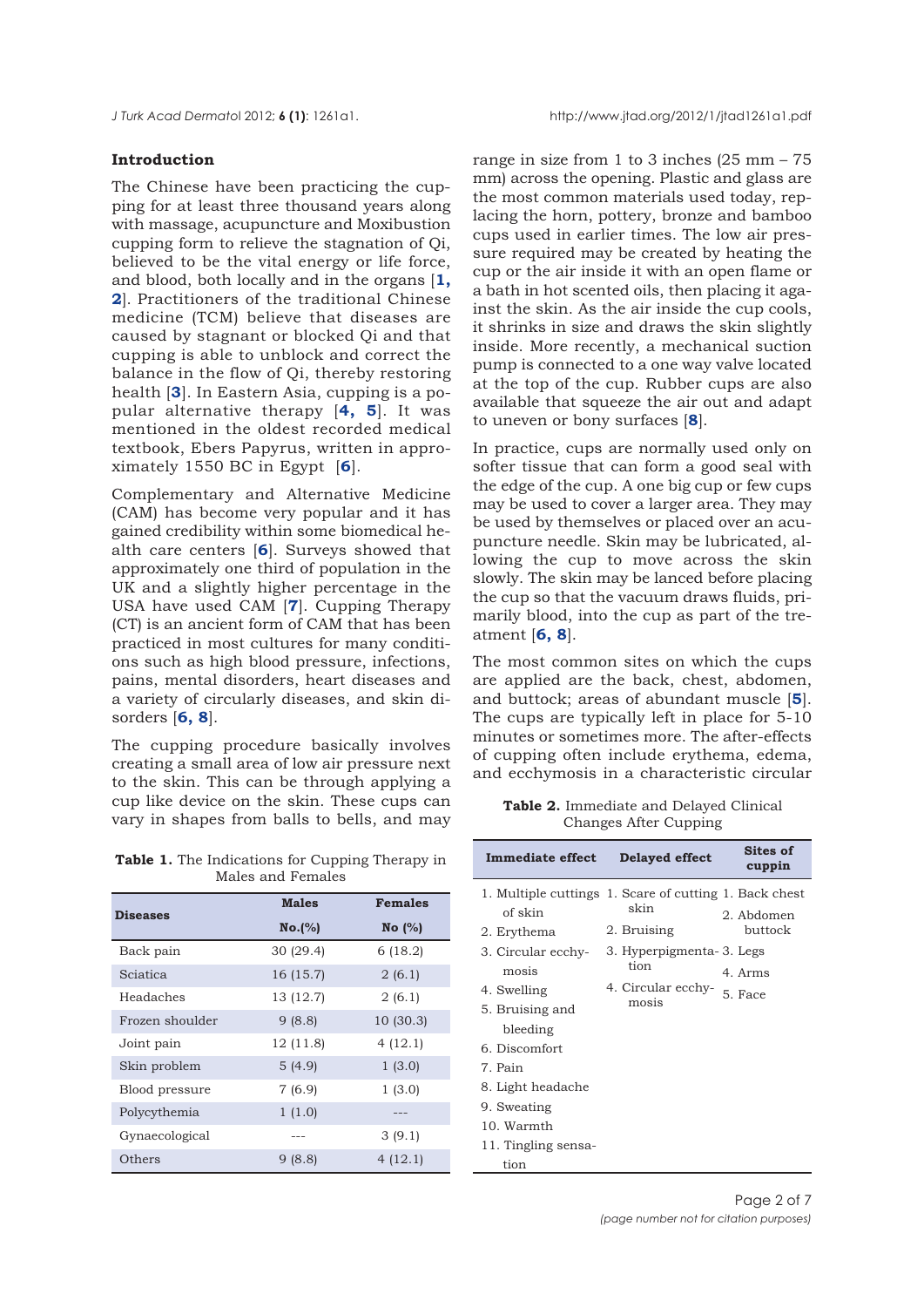## Introduction

The Chinese have been practicing the cupping for at least three thousand years along with massage, acupuncture and Moxibustion cupping form to relieve the stagnation of Qi, believed to be the vital energy or life force, and blood, both locally and in the organs [**1, 2**]. Practitioners of the traditional Chinese medicine (TCM) believe that diseases are caused by stagnant or blocked Qi and that cupping is able to unblock and correct the balance in the flow of Qi, thereby restoring health [**3**]. In Eastern Asia, cupping is a popular alternative therapy [**4, 5**]. It was mentioned in the oldest recorded medical textbook, Ebers Papyrus, written in approximately 1550 BC in Egypt [**6**].

Complementary and Alternative Medicine (CAM) has become very popular and it has gained credibility within some biomedical health care centers [**6**]. Surveys showed that approximately one third of population in the UK and a slightly higher percentage in the USA have used CAM [**7**]. Cupping Therapy (CT) is an ancient form of CAM that has been practiced in most cultures for many conditions such as high blood pressure, infections, pains, mental disorders, heart diseases and a variety of circularly diseases, and skin disorders [**6, 8**].

The cupping procedure basically involves creating a small area of low air pressure next to the skin. This can be through applying a cup like device on the skin. These cups can vary in shapes from balls to bells, and may range in size from 1 to 3 inches (25 mm – 75 mm) across the opening. Plastic and glass are the most common materials used today, replacing the horn, pottery, bronze and bamboo cups used in earlier times. The low air pressure required may be created by heating the cup or the air inside it with an open flame or a bath in hot scented oils, then placing it against the skin. As the air inside the cup cools, it shrinks in size and draws the skin slightly inside. More recently, a mechanical suction pump is connected to a one way valve located at the top of the cup. Rubber cups are also available that squeeze the air out and adapt to uneven or bony surfaces [**8**].

In practice, cups are normally used only on softer tissue that can form a good seal with the edge of the cup. A one big cup or few cups may be used to cover a larger area. They may be used by themselves or placed over an acupuncture needle. Skin may be lubricated, allowing the cup to move across the skin slowly. The skin may be lanced before placing the cup so that the vacuum draws fluids, primarily blood, into the cup as part of the treatment [**6, 8**].

The most common sites on which the cups are applied are the back, chest, abdomen, and buttock; areas of abundant muscle [**5**]. The cups are typically left in place for 5-10 minutes or sometimes more. The after-effects of cupping often include erythema, edema, and ecchymosis in a characteristic circular

**Table 1.** The Indications for Cupping Therapy in Males and Females

| Diseases | Males No.(%) | Females No (%) |
|---|---|---|
| Back pain | 30 (29.4) | 6 (18.2) |
| Sciatica | 16 (15.7) | 2 (6.1) |
| Headaches | 13 (12.7) | 2 (6.1) |
| Frozen shoulder | 9 (8.8) | 10 (30.3) |
| Joint pain | 12 (11.8) | 4 (12.1) |
| Skin problem | 5 (4.9) | 1 (3.0) |
| Blood pressure | 7 (6.9) | 1 (3.0) |
| Polycythemia | 1 (1.0) | --- |
| Gynaecological | --- | 3 (9.1) |
| Others | 9 (8.8) | 4 (12.1) |

**Table 2.** Immediate and Delayed Clinical Changes After Cupping

| Immediate effect | Delayed effect | Sites of cuppin |
|---|---|---|
| 1. Multiple cuttings of skin | 1. Scare of cutting skin | 1. Back chest |
| 2. Erythema | 2. Bruising | 2. Abdomen buttock |
| 3. Circular ecchymosis | 3. Hyperpigmentation | 3. Legs |
| 4. Swelling | 4. Circular ecchymosis | 4. Arms |
| 5. Bruising and bleeding | | 5. Face |
| 6. Discomfort | | |
| 7. Pain | | |
| 8. Light headache | | |
| 9. Sweating | | |
| 10. Warmth | | |
| 11. Tingling sensation | | |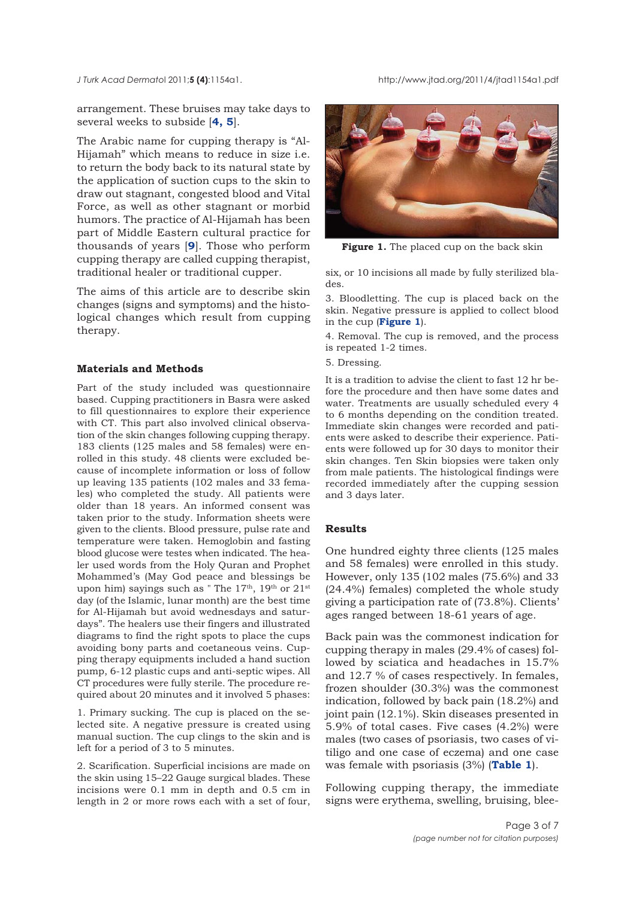arrangement. These bruises may take days to several weeks to subside [4, 5].

The Arabic name for cupping therapy is "Al-Hijamah" which means to reduce in size i.e. to return the body back to its natural state by the application of suction cups to the skin to draw out stagnant, congested blood and Vital Force, as well as other stagnant or morbid humors. The practice of Al-Hijamah has been part of Middle Eastern cultural practice for thousands of years [9]. Those who perform cupping therapy are called cupping therapist, traditional healer or traditional cupper.

The aims of this article are to describe skin changes (signs and symptoms) and the histological changes which result from cupping therapy.

### Materials and Methods

Part of the study included was questionnaire based. Cupping practitioners in Basra were asked to fill questionnaires to explore their experience with CT. This part also involved clinical observation of the skin changes following cupping therapy. 183 clients (125 males and 58 females) were enrolled in this study. 48 clients were excluded because of incomplete information or loss of follow up leaving 135 patients (102 males and 33 females) who completed the study. All patients were older than 18 years. An informed consent was taken prior to the study. Information sheets were given to the clients. Blood pressure, pulse rate and temperature were taken. Hemoglobin and fasting blood glucose were testes when indicated. The healer used words from the Holy Quran and Prophet Mohammed's (May God peace and blessings be upon him) sayings such as " The 17th, 19th or 21st day (of the Islamic, lunar month) are the best time for Al-Hijamah but avoid wednesdays and saturdays". The healers use their fingers and illustrated diagrams to find the right spots to place the cups avoiding bony parts and coetaneous veins. Cupping therapy equipments included a hand suction pump, 6-12 plastic cups and anti-septic wipes. All CT procedures were fully sterile. The procedure required about 20 minutes and it involved 5 phases:

1. Primary sucking. The cup is placed on the selected site. A negative pressure is created using manual suction. The cup clings to the skin and is left for a period of 3 to 5 minutes.

2. Scarification. Superficial incisions are made on the skin using 15–22 Gauge surgical blades. These incisions were 0.1 mm in depth and 0.5 cm in length in 2 or more rows each with a set of four, six, or 10 incisions all made by fully sterilized blades.

3. Bloodletting. The cup is placed back on the skin. Negative pressure is applied to collect blood in the cup (**Figure 1**).

4. Removal. The cup is removed, and the process is repeated 1-2 times.

5. Dressing.

**Figure 1.** The placed cup on the back skin

It is a tradition to advise the client to fast 12 hr before the procedure and then have some dates and water. Treatments are usually scheduled every 4 to 6 months depending on the condition treated. Immediate skin changes were recorded and patients were asked to describe their experience. Patients were followed up for 30 days to monitor their skin changes. Ten Skin biopsies were taken only from male patients. The histological findings were recorded immediately after the cupping session and 3 days later.

### Results

One hundred eighty three clients (125 males and 58 females) were enrolled in this study. However, only 135 (102 males (75.6%) and 33 (24.4%) females) completed the whole study giving a participation rate of (73.8%). Clients' ages ranged between 18-61 years of age.

Back pain was the commonest indication for cupping therapy in males (29.4% of cases) followed by sciatica and headaches in 15.7% and 12.7 % of cases respectively. In females, frozen shoulder (30.3%) was the commonest indication, followed by back pain (18.2%) and joint pain (12.1%). Skin diseases presented in 5.9% of total cases. Five cases (4.2%) were males (two cases of psoriasis, two cases of vitiligo and one case of eczema) and one case was female with psoriasis (3%) (**Table 1**).

Following cupping therapy, the immediate signs were erythema, swelling, bruising, blee-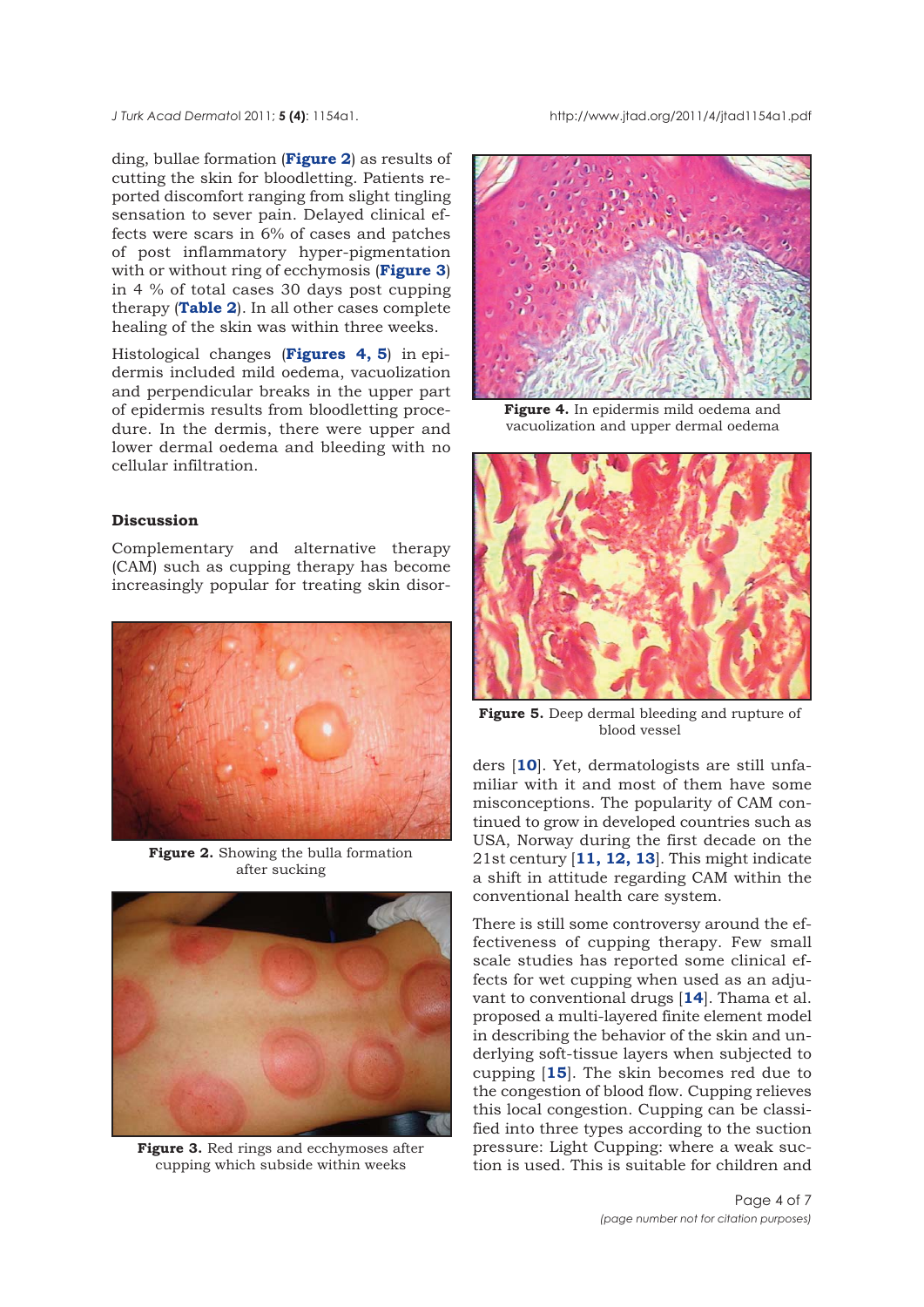ding, bullae formation (**Figure 2**) as results of cutting the skin for bloodletting. Patients reported discomfort ranging from slight tingling sensation to sever pain. Delayed clinical effects were scars in 6% of cases and patches of post inflammatory hyper-pigmentation with or without ring of ecchymosis (**Figure 3**) in 4 % of total cases 30 days post cupping therapy (**Table 2**). In all other cases complete healing of the skin was within three weeks.

Histological changes (**Figures 4, 5**) in epidermis included mild oedema, vacuolization and perpendicular breaks in the upper part of epidermis results from bloodletting procedure. In the dermis, there were upper and lower dermal oedema and bleeding with no cellular infiltration.

**Figure 2.** Showing the bulla formation after sucking

**Figure 3.** Red rings and ecchymoses after cupping which subside within weeks

**Figure 4.** In epidermis mild oedema and vacuolization and upper dermal oedema

**Figure 5.** Deep dermal bleeding and rupture of blood vessel

## Discussion

Complementary and alternative therapy (CAM) such as cupping therapy has become increasingly popular for treating skin disorders [**10**]. Yet, dermatologists are still unfamiliar with it and most of them have some misconceptions. The popularity of CAM continued to grow in developed countries such as USA, Norway during the first decade on the 21st century [**11, 12, 13**]. This might indicate a shift in attitude regarding CAM within the conventional health care system.

There is still some controversy around the effectiveness of cupping therapy. Few small scale studies has reported some clinical effects for wet cupping when used as an adjuvant to conventional drugs [**14**]. Thama et al. proposed a multi-layered finite element model in describing the behavior of the skin and underlying soft-tissue layers when subjected to cupping [**15**]. The skin becomes red due to the congestion of blood flow. Cupping relieves this local congestion. Cupping can be classified into three types according to the suction pressure: Light Cupping: where a weak suction is used. This is suitable for children and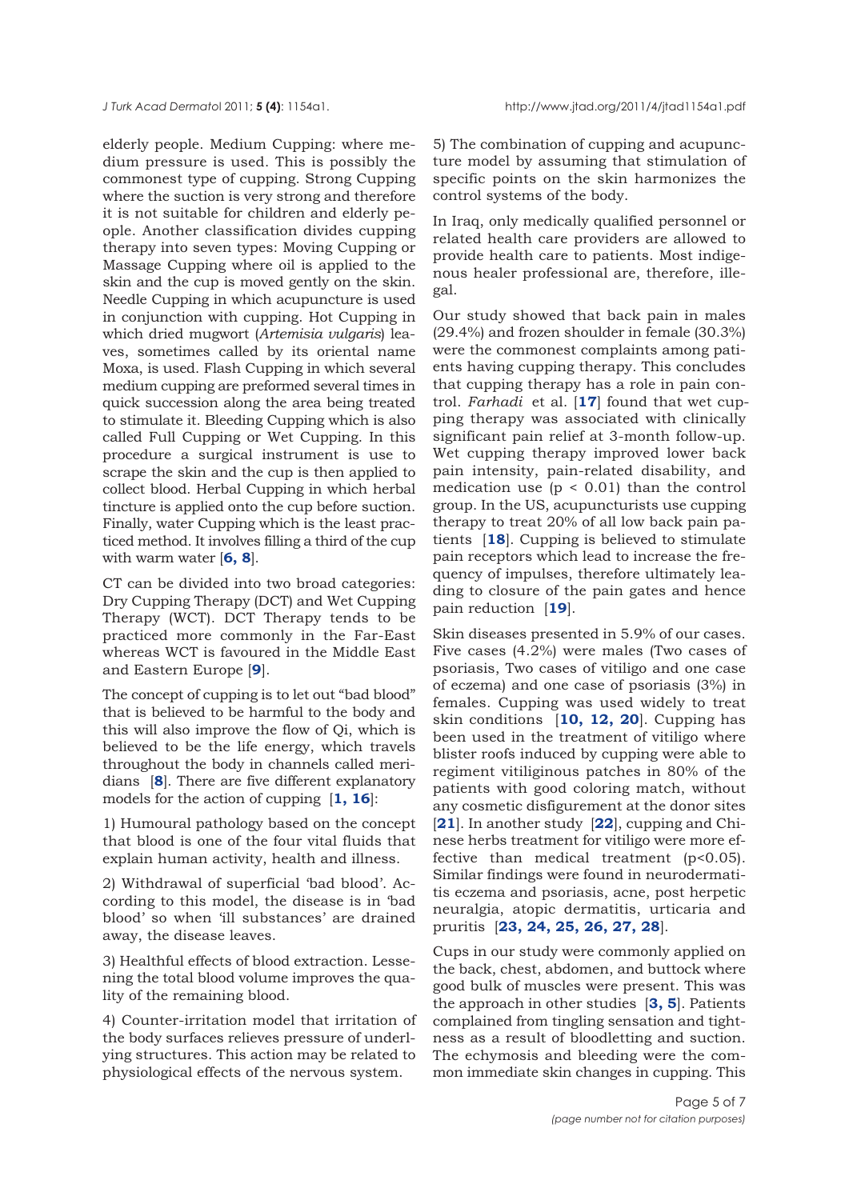elderly people. Medium Cupping: where medium pressure is used. This is possibly the commonest type of cupping. Strong Cupping where the suction is very strong and therefore it is not suitable for children and elderly people. Another classification divides cupping therapy into seven types: Moving Cupping or Massage Cupping where oil is applied to the skin and the cup is moved gently on the skin. Needle Cupping in which acupuncture is used in conjunction with cupping. Hot Cupping in which dried mugwort (*Artemisia vulgaris*) leaves, sometimes called by its oriental name Moxa, is used. Flash Cupping in which several medium cupping are preformed several times in quick succession along the area being treated to stimulate it. Bleeding Cupping which is also called Full Cupping or Wet Cupping. In this procedure a surgical instrument is use to scrape the skin and the cup is then applied to collect blood. Herbal Cupping in which herbal tincture is applied onto the cup before suction. Finally, water Cupping which is the least practiced method. It involves filling a third of the cup with warm water [**6, 8**].

CT can be divided into two broad categories: Dry Cupping Therapy (DCT) and Wet Cupping Therapy (WCT). DCT Therapy tends to be practiced more commonly in the Far-East whereas WCT is favoured in the Middle East and Eastern Europe [**9**].

The concept of cupping is to let out "bad blood" that is believed to be harmful to the body and this will also improve the flow of Qi, which is believed to be the life energy, which travels throughout the body in channels called meridians [**8**]. There are five different explanatory models for the action of cupping [**1, 16**]:

1) Humoural pathology based on the concept that blood is one of the four vital fluids that explain human activity, health and illness.

2) Withdrawal of superficial 'bad blood'. According to this model, the disease is in 'bad blood' so when 'ill substances' are drained away, the disease leaves.

3) Healthful effects of blood extraction. Lessening the total blood volume improves the quality of the remaining blood.

4) Counter-irritation model that irritation of the body surfaces relieves pressure of underlying structures. This action may be related to physiological effects of the nervous system.

5) The combination of cupping and acupuncture model by assuming that stimulation of specific points on the skin harmonizes the control systems of the body.

In Iraq, only medically qualified personnel or related health care providers are allowed to provide health care to patients. Most indigenous healer professional are, therefore, illegal.

Our study showed that back pain in males (29.4%) and frozen shoulder in female (30.3%) were the commonest complaints among patients having cupping therapy. This concludes that cupping therapy has a role in pain control. *Farhadi* et al. [**17**] found that wet cupping therapy was associated with clinically significant pain relief at 3-month follow-up. Wet cupping therapy improved lower back pain intensity, pain-related disability, and medication use ($p < 0.01$) than the control group. In the US, acupuncturists use cupping therapy to treat 20% of all low back pain patients [**18**]. Cupping is believed to stimulate pain receptors which lead to increase the frequency of impulses, therefore ultimately leading to closure of the pain gates and hence pain reduction [**19**].

Skin diseases presented in 5.9% of our cases. Five cases (4.2%) were males (Two cases of psoriasis, Two cases of vitiligo and one case of eczema) and one case of psoriasis (3%) in females. Cupping was used widely to treat skin conditions [**10, 12, 20**]. Cupping has been used in the treatment of vitiligo where blister roofs induced by cupping were able to regiment vitiliginous patches in 80% of the patients with good coloring match, without any cosmetic disfigurement at the donor sites [**21**]. In another study [**22**], cupping and Chinese herbs treatment for vitiligo were more effective than medical treatment ($p<0.05$). Similar findings were found in neurodermatitis eczema and psoriasis, acne, post herpetic neuralgia, atopic dermatitis, urticaria and pruritis [**23, 24, 25, 26, 27, 28**].

Cups in our study were commonly applied on the back, chest, abdomen, and buttock where good bulk of muscles were present. This was the approach in other studies [**3, 5**]. Patients complained from tingling sensation and tightness as a result of bloodletting and suction. The echymosis and bleeding were the common immediate skin changes in cupping. This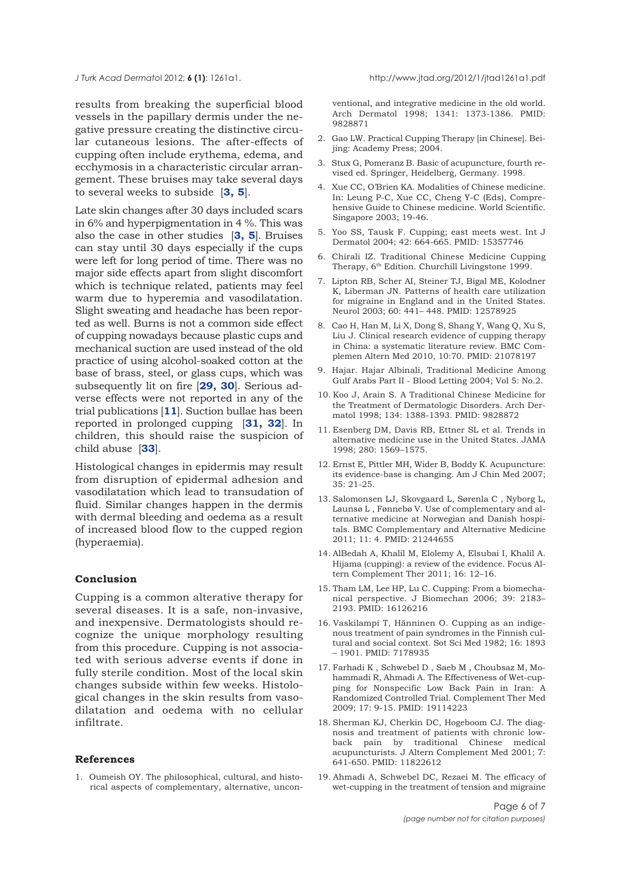results from breaking the superficial blood vessels in the papillary dermis under the negative pressure creating the distinctive circular cutaneous lesions. The after-effects of cupping often include erythema, edema, and ecchymosis in a characteristic circular arrangement. These bruises may take several days to several weeks to subside [**3, 5**].

Late skin changes after 30 days included scars in 6% and hyperpigmentation in 4 %. This was also the case in other studies [**3, 5**]. Bruises can stay until 30 days especially if the cups were left for long period of time. There was no major side effects apart from slight discomfort which is technique related, patients may feel warm due to hyperemia and vasodilatation. Slight sweating and headache has been reported as well. Burns is not a common side effect of cupping nowadays because plastic cups and mechanical suction are used instead of the old practice of using alcohol-soaked cotton at the base of brass, steel, or glass cups, which was subsequently lit on fire [**29, 30**]. Serious adverse effects were not reported in any of the trial publications [**11**]. Suction bullae has been reported in prolonged cupping [**31, 32**]. In children, this should raise the suspicion of child abuse [**33**].

Histological changes in epidermis may result from disruption of epidermal adhesion and vasodilatation which lead to transudation of fluid. Similar changes happen in the dermis with dermal bleeding and oedema as a result of increased blood flow to the cupped region (hyperaemia).

## Conclusion

Cupping is a common alterative therapy for several diseases. It is a safe, non-invasive, and inexpensive. Dermatologists should recognize the unique morphology resulting from this procedure. Cupping is not associated with serious adverse events if done in fully sterile condition. Most of the local skin changes subside within few weeks. Histological changes in the skin results from vasodilatation and oedema with no cellular infiltrate.

## References

1. Oumeish OY. The philosophical, cultural, and historical aspects of complementary, alternative, unconventional, and integrative medicine in the old world. Arch Dermatol 1998; 1341: 1373-1386. PMID: 9828871
2. Gao LW. Practical Cupping Therapy [in Chinese]. Beijing: Academy Press; 2004.
3. Stux G, Pomeranz B. Basic of acupuncture, fourth revised ed. Springer, Heidelberg, Germany. 1998.
4. Xue CC, O'Brien KA. Modalities of Chinese medicine. In: Leung P-C, Xue CC, Cheng Y-C (Eds), Comprehensive Guide to Chinese medicine. World Scientific. Singapore 2003; 19-46.
5. Yoo SS, Tausk F. Cupping; east meets west. Int J Dermatol 2004; 42: 664-665. PMID: 15357746
6. Chirali IZ. Traditional Chinese Medicine Cupping Therapy, 6th Edition. Churchill Livingstone 1999.
7. Lipton RB, Scher AI, Steiner TJ, Bigal ME, Kolodner K, Liberman JN. Patterns of health care utilization for migraine in England and in the United States. Neurol 2003; 60: 441– 448. PMID: 12578925
8. Cao H, Han M, Li X, Dong S, Shang Y, Wang Q, Xu S, Liu J. Clinical research evidence of cupping therapy in China: a systematic literature review. BMC Complemen Altern Med 2010, 10:70. PMID: 21078197
9. Hajar. Hajar Albinali, Traditional Medicine Among Gulf Arabs Part II - Blood Letting 2004; Vol 5: No.2.
10. Koo J, Arain S. A Traditional Chinese Medicine for the Treatment of Dermatologic Disorders. Arch Dermatol 1998; 134: 1388-1393. PMID: 9828872
11. Esenberg DM, Davis RB, Ettner SL et al. Trends in alternative medicine use in the United States. JAMA 1998; 280: 1569–1575.
12. Ernst E, Pittler MH, Wider B, Boddy K. Acupuncture: its evidence-base is changing. Am J Chin Med 2007; 35: 21-25.
13. Salomonsen LJ, Skovgaard L, Sørenla C , Nyborg L, Launsø L , Fønnebø V. Use of complementary and alternative medicine at Norwegian and Danish hospitals. BMC Complementary and Alternative Medicine 2011; 11: 4. PMID: 21244655
14. AlBedah A, Khalil M, Elolemy A, Elsubai I, Khalil A. Hijama (cupping): a review of the evidence. Focus Altern Complement Ther 2011; 16: 12–16.
15. Tham LM, Lee HP, Lu C. Cupping: From a biomechanical perspective. J Biomechan 2006; 39: 2183–2193. PMID: 16126216
16. Vaskilampi T, Hänninen O. Cupping as an indigenous treatment of pain syndromes in the Finnish cultural and social context. Sot Sci Med 1982; 16: 1893 – 1901. PMID: 7178935
17. Farhadi K , Schwebel D , Saeb M , Choubsaz M, Mohammadi R, Ahmadi A. The Effectiveness of Wet-cupping for Nonspecific Low Back Pain in Iran: A Randomized Controlled Trial. Complement Ther Med 2009; 17: 9-15. PMID: 19114223
18. Sherman KJ, Cherkin DC, Hogeboom CJ. The diagnosis and treatment of patients with chronic low-back pain by traditional Chinese medical acupuncturists. J Altern Complement Med 2001; 7: 641-650. PMID: 11822612
19. Ahmadi A, Schwebel DC, Rezaei M. The efficacy of wet-cupping in the treatment of tension and migraine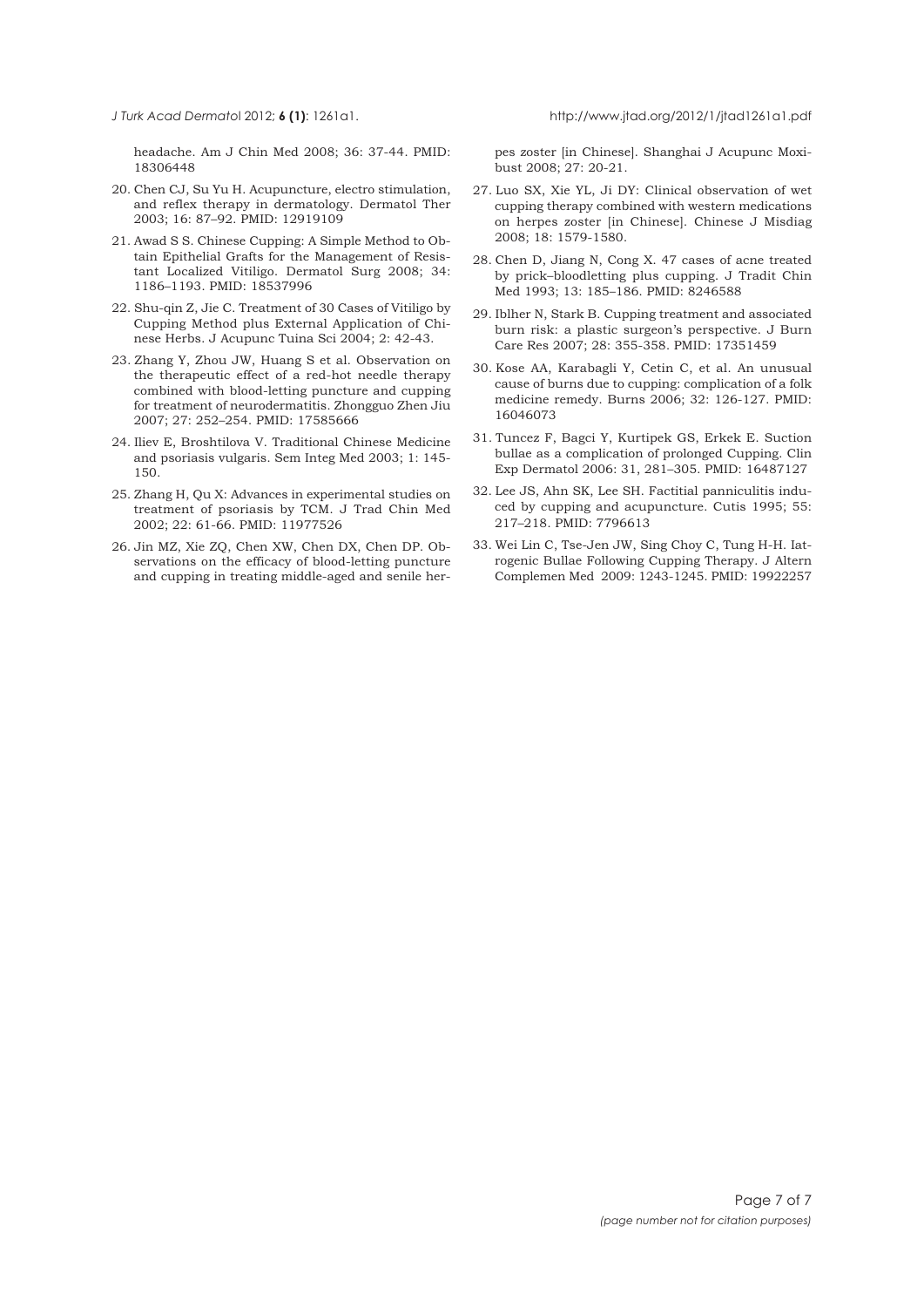headache. Am J Chin Med 2008; 36: 37-44. PMID: 18306448

20. Chen CJ, Su Yu H. Acupuncture, electro stimulation, and reflex therapy in dermatology. Dermatol Ther 2003; 16: 87–92. PMID: 12919109
21. Awad S S. Chinese Cupping: A Simple Method to Obtain Epithelial Grafts for the Management of Resistant Localized Vitiligo. Dermatol Surg 2008; 34: 1186–1193. PMID: 18537996
22. Shu-qin Z, Jie C. Treatment of 30 Cases of Vitiligo by Cupping Method plus External Application of Chinese Herbs. J Acupunc Tuina Sci 2004; 2: 42-43.
23. Zhang Y, Zhou JW, Huang S et al. Observation on the therapeutic effect of a red-hot needle therapy combined with blood-letting puncture and cupping for treatment of neurodermatitis. Zhongguo Zhen Jiu 2007; 27: 252–254. PMID: 17585666
24. Iliev E, Broshtilova V. Traditional Chinese Medicine and psoriasis vulgaris. Sem Integ Med 2003; 1: 145-150.
25. Zhang H, Qu X: Advances in experimental studies on treatment of psoriasis by TCM. J Trad Chin Med 2002; 22: 61-66. PMID: 11977526
26. Jin MZ, Xie ZQ, Chen XW, Chen DX, Chen DP. Observations on the efficacy of blood-letting puncture and cupping in treating middle-aged and senile herpes zoster [in Chinese]. Shanghai J Acupunc Moxibust 2008; 27: 20-21.
27. Luo SX, Xie YL, Ji DY: Clinical observation of wet cupping therapy combined with western medications on herpes zoster [in Chinese]. Chinese J Misdiag 2008; 18: 1579-1580.
28. Chen D, Jiang N, Cong X. 47 cases of acne treated by prick–bloodletting plus cupping. J Tradit Chin Med 1993; 13: 185–186. PMID: 8246588
29. Iblher N, Stark B. Cupping treatment and associated burn risk: a plastic surgeon's perspective. J Burn Care Res 2007; 28: 355-358. PMID: 17351459
30. Kose AA, Karabagli Y, Cetin C, et al. An unusual cause of burns due to cupping: complication of a folk medicine remedy. Burns 2006; 32: 126-127. PMID: 16046073
31. Tuncez F, Bagci Y, Kurtipek GS, Erkek E. Suction bullae as a complication of prolonged Cupping. Clin Exp Dermatol 2006: 31, 281–305. PMID: 16487127
32. Lee JS, Ahn SK, Lee SH. Factitial panniculitis induced by cupping and acupuncture. Cutis 1995; 55: 217–218. PMID: 7796613
33. Wei Lin C, Tse-Jen JW, Sing Choy C, Tung H-H. Iatrogenic Bullae Following Cupping Therapy. J Altern Complemen Med 2009: 1243-1245. PMID: 19922257